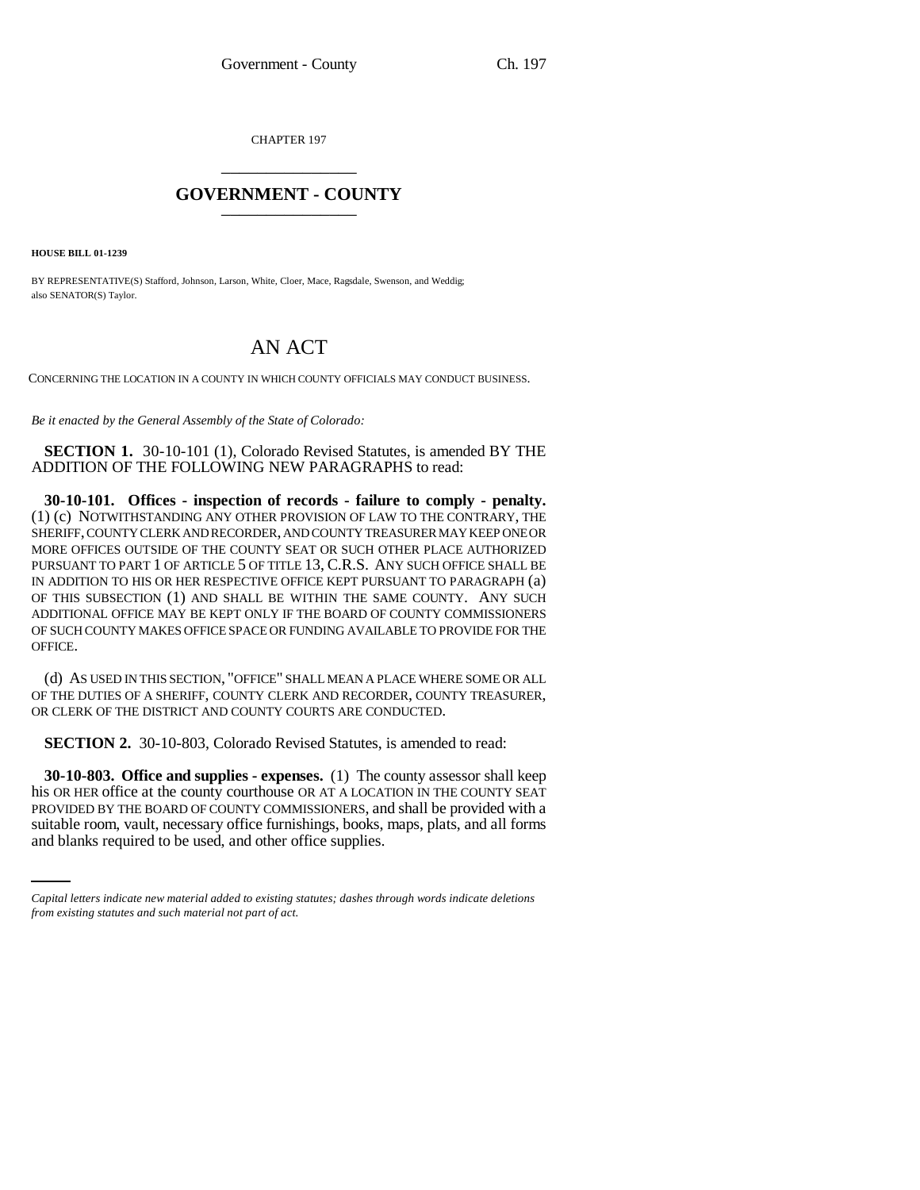CHAPTER 197

# GOVERNMENT - COUNTY

**HOUSE BILL 01-1239**

BY REPRESENTATIVE(S) Stafford, Johnson, Larson, White, Cloer, Mace, Ragsdale, Swenson, and Weddig;
also SENATOR(S) Taylor.

# AN ACT

CONCERNING THE LOCATION IN A COUNTY IN WHICH COUNTY OFFICIALS MAY CONDUCT BUSINESS.

*Be it enacted by the General Assembly of the State of Colorado:*

**SECTION 1.** 30-10-101 (1), Colorado Revised Statutes, is amended BY THE ADDITION OF THE FOLLOWING NEW PARAGRAPHS to read:

**30-10-101. Offices - inspection of records - failure to comply - penalty.** (1) (c) NOTWITHSTANDING ANY OTHER PROVISION OF LAW TO THE CONTRARY, THE SHERIFF, COUNTY CLERK AND RECORDER, AND COUNTY TREASURER MAY KEEP ONE OR MORE OFFICES OUTSIDE OF THE COUNTY SEAT OR SUCH OTHER PLACE AUTHORIZED PURSUANT TO PART 1 OF ARTICLE 5 OF TITLE 13, C.R.S. ANY SUCH OFFICE SHALL BE IN ADDITION TO HIS OR HER RESPECTIVE OFFICE KEPT PURSUANT TO PARAGRAPH (a) OF THIS SUBSECTION (1) AND SHALL BE WITHIN THE SAME COUNTY. ANY SUCH ADDITIONAL OFFICE MAY BE KEPT ONLY IF THE BOARD OF COUNTY COMMISSIONERS OF SUCH COUNTY MAKES OFFICE SPACE OR FUNDING AVAILABLE TO PROVIDE FOR THE OFFICE.

(d) AS USED IN THIS SECTION, "OFFICE" SHALL MEAN A PLACE WHERE SOME OR ALL OF THE DUTIES OF A SHERIFF, COUNTY CLERK AND RECORDER, COUNTY TREASURER, OR CLERK OF THE DISTRICT AND COUNTY COURTS ARE CONDUCTED.

**SECTION 2.** 30-10-803, Colorado Revised Statutes, is amended to read:

**30-10-803. Office and supplies - expenses.** (1) The county assessor shall keep his OR HER office at the county courthouse OR AT A LOCATION IN THE COUNTY SEAT PROVIDED BY THE BOARD OF COUNTY COMMISSIONERS, and shall be provided with a suitable room, vault, necessary office furnishings, books, maps, plats, and all forms and blanks required to be used, and other office supplies.

*Capital letters indicate new material added to existing statutes; dashes through words indicate deletions from existing statutes and such material not part of act.*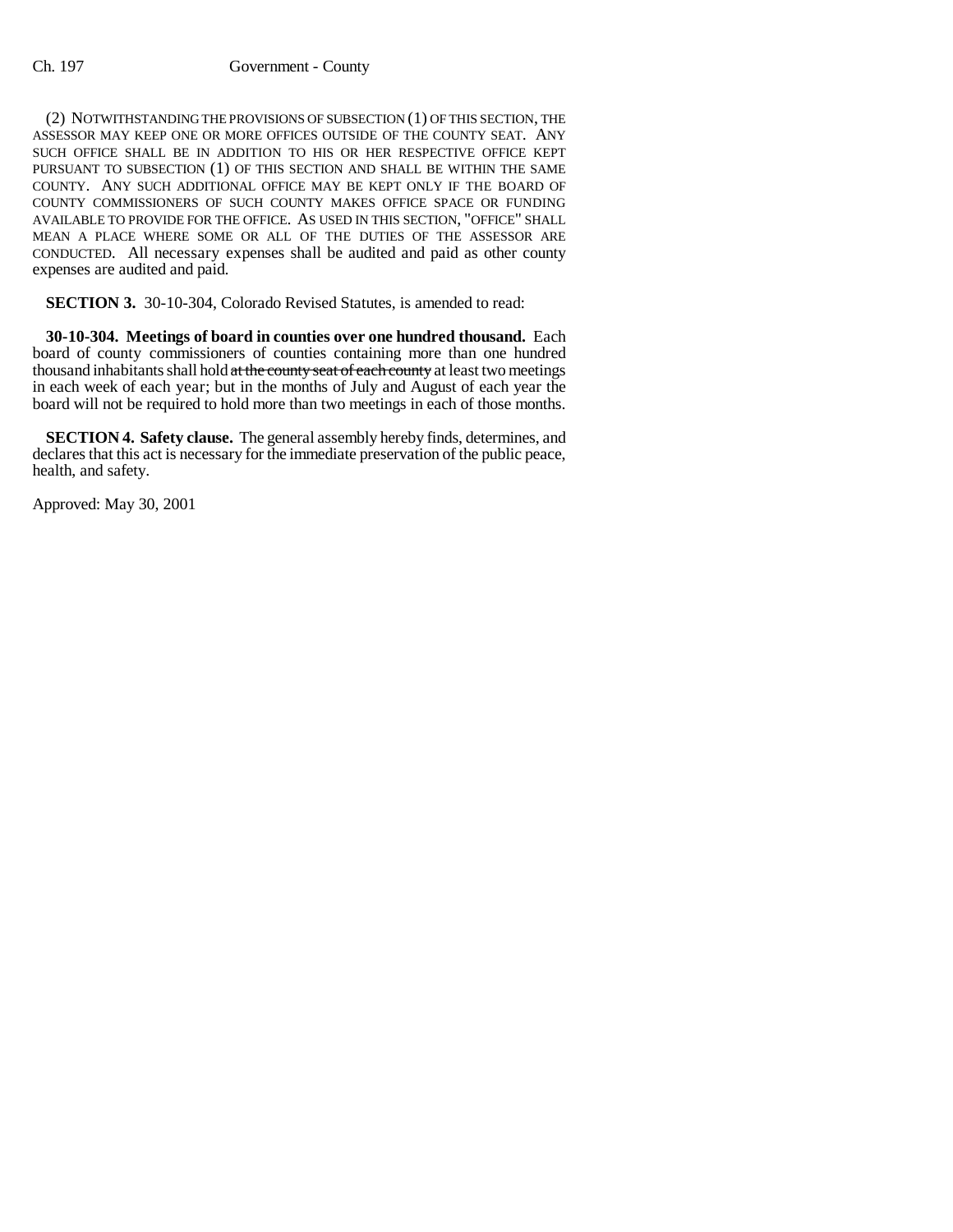(2) NOTWITHSTANDING THE PROVISIONS OF SUBSECTION (1) OF THIS SECTION, THE ASSESSOR MAY KEEP ONE OR MORE OFFICES OUTSIDE OF THE COUNTY SEAT. ANY SUCH OFFICE SHALL BE IN ADDITION TO HIS OR HER RESPECTIVE OFFICE KEPT PURSUANT TO SUBSECTION (1) OF THIS SECTION AND SHALL BE WITHIN THE SAME COUNTY. ANY SUCH ADDITIONAL OFFICE MAY BE KEPT ONLY IF THE BOARD OF COUNTY COMMISSIONERS OF SUCH COUNTY MAKES OFFICE SPACE OR FUNDING AVAILABLE TO PROVIDE FOR THE OFFICE. AS USED IN THIS SECTION, "OFFICE" SHALL MEAN A PLACE WHERE SOME OR ALL OF THE DUTIES OF THE ASSESSOR ARE CONDUCTED. All necessary expenses shall be audited and paid as other county expenses are audited and paid.

**SECTION 3.** 30-10-304, Colorado Revised Statutes, is amended to read:

**30-10-304. Meetings of board in counties over one hundred thousand.** Each board of county commissioners of counties containing more than one hundred thousand inhabitants shall hold ~~at the county seat of each county~~ at least two meetings in each week of each year; but in the months of July and August of each year the board will not be required to hold more than two meetings in each of those months.

**SECTION 4. Safety clause.** The general assembly hereby finds, determines, and declares that this act is necessary for the immediate preservation of the public peace, health, and safety.

Approved: May 30, 2001